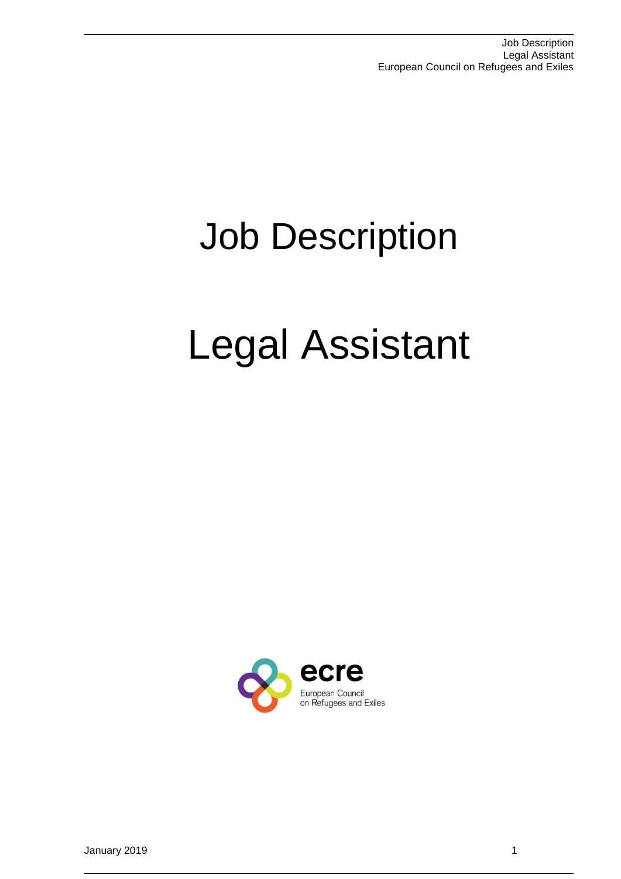# Job Description

# Legal Assistant

ecre
European Council
on Refugees and Exiles

January 2019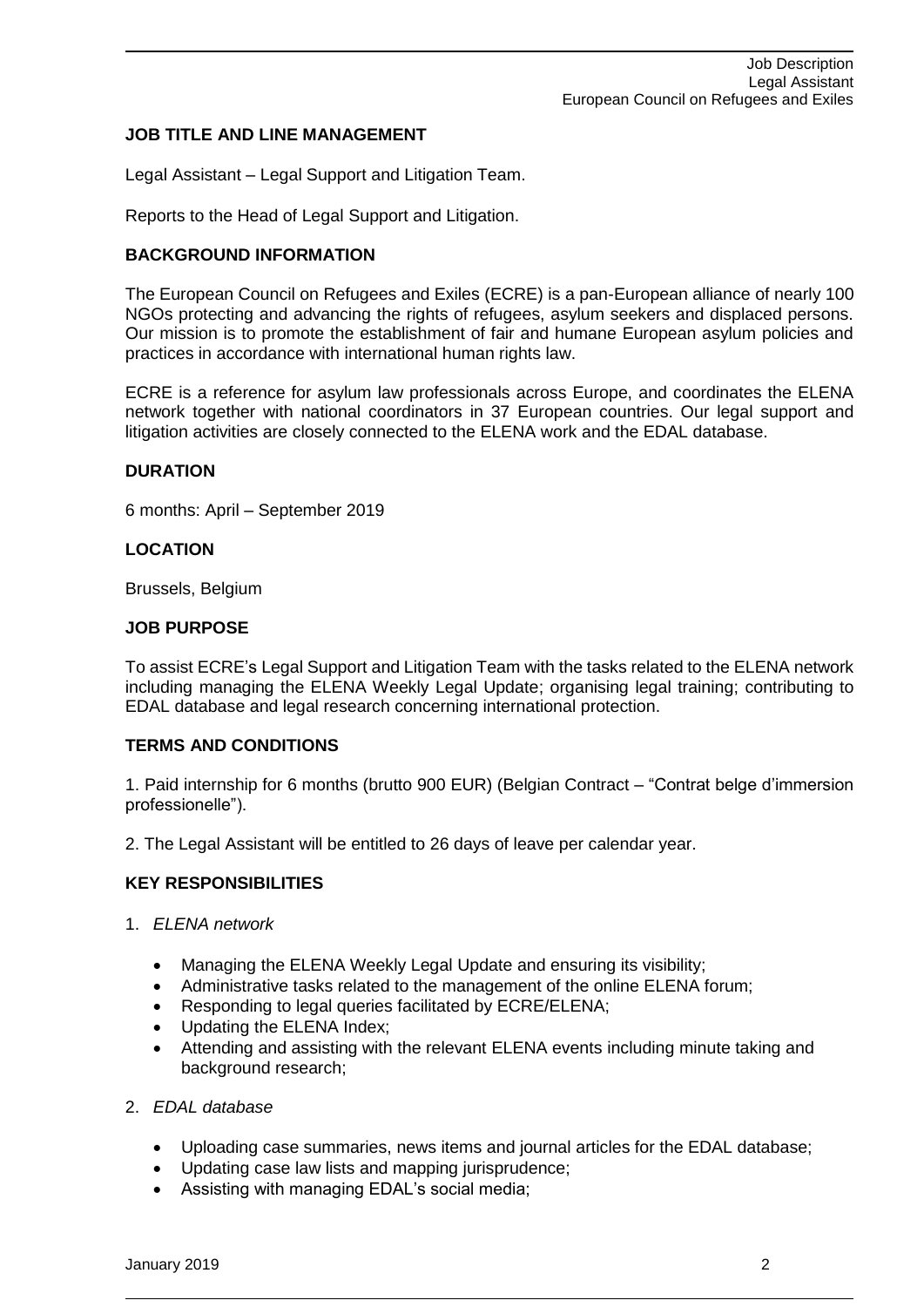## JOB TITLE AND LINE MANAGEMENT

Legal Assistant – Legal Support and Litigation Team.

Reports to the Head of Legal Support and Litigation.

## BACKGROUND INFORMATION

The European Council on Refugees and Exiles (ECRE) is a pan-European alliance of nearly 100 NGOs protecting and advancing the rights of refugees, asylum seekers and displaced persons. Our mission is to promote the establishment of fair and humane European asylum policies and practices in accordance with international human rights law.

ECRE is a reference for asylum law professionals across Europe, and coordinates the ELENA network together with national coordinators in 37 European countries. Our legal support and litigation activities are closely connected to the ELENA work and the EDAL database.

## DURATION

6 months: April – September 2019

## LOCATION

Brussels, Belgium

## JOB PURPOSE

To assist ECRE's Legal Support and Litigation Team with the tasks related to the ELENA network including managing the ELENA Weekly Legal Update; organising legal training; contributing to EDAL database and legal research concerning international protection.

## TERMS AND CONDITIONS

1. Paid internship for 6 months (brutto 900 EUR) (Belgian Contract – "Contrat belge d'immersion professionelle").

2. The Legal Assistant will be entitled to 26 days of leave per calendar year.

## KEY RESPONSIBILITIES

1. *ELENA network*

    - Managing the ELENA Weekly Legal Update and ensuring its visibility;
    - Administrative tasks related to the management of the online ELENA forum;
    - Responding to legal queries facilitated by ECRE/ELENA;
    - Updating the ELENA Index;
    - Attending and assisting with the relevant ELENA events including minute taking and background research;

2. *EDAL database*

    - Uploading case summaries, news items and journal articles for the EDAL database;
    - Updating case law lists and mapping jurisprudence;
    - Assisting with managing EDAL's social media;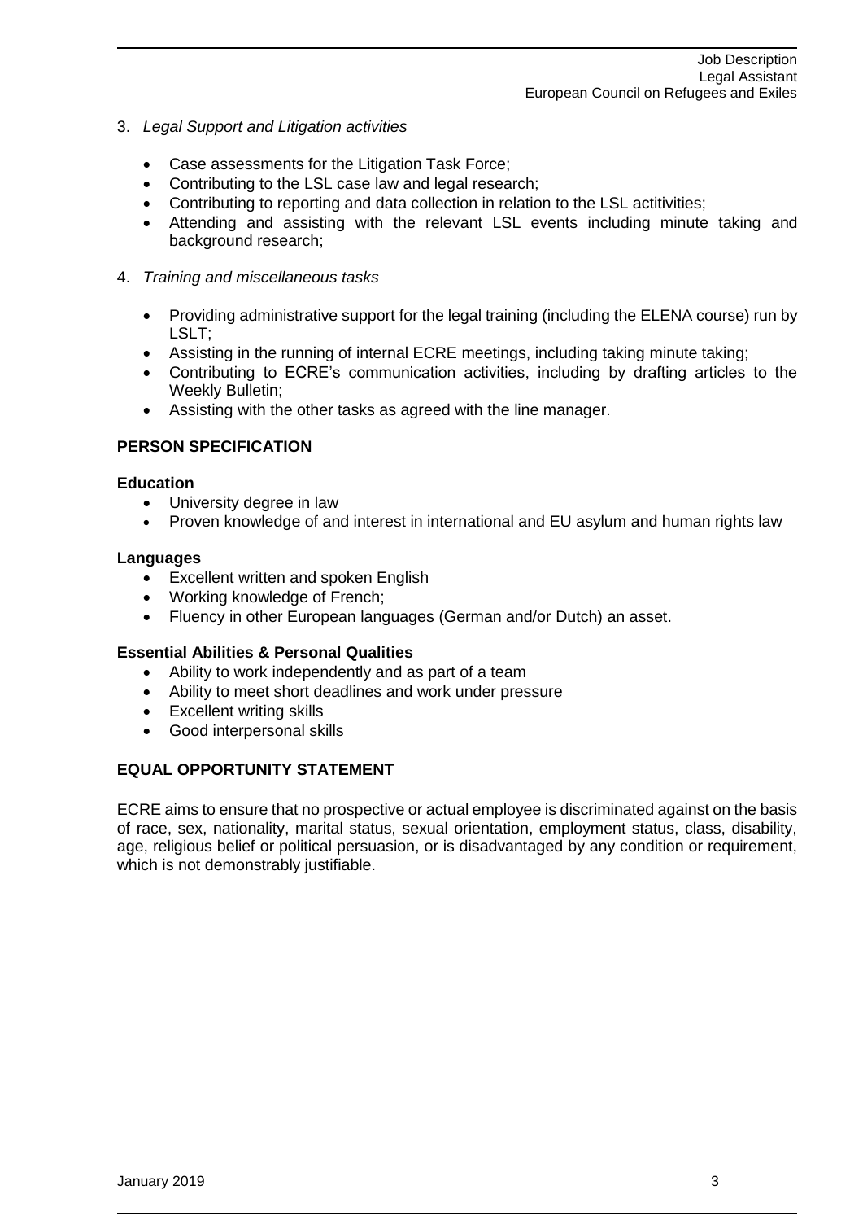3. *Legal Support and Litigation activities*

   - Case assessments for the Litigation Task Force;
   - Contributing to the LSL case law and legal research;
   - Contributing to reporting and data collection in relation to the LSL actitivities;
   - Attending and assisting with the relevant LSL events including minute taking and background research;

4. *Training and miscellaneous tasks*

   - Providing administrative support for the legal training (including the ELENA course) run by LSLT;
   - Assisting in the running of internal ECRE meetings, including taking minute taking;
   - Contributing to ECRE's communication activities, including by drafting articles to the Weekly Bulletin;
   - Assisting with the other tasks as agreed with the line manager.

## PERSON SPECIFICATION

**Education**

- University degree in law
- Proven knowledge of and interest in international and EU asylum and human rights law

**Languages**

- Excellent written and spoken English
- Working knowledge of French;
- Fluency in other European languages (German and/or Dutch) an asset.

**Essential Abilities & Personal Qualities**

- Ability to work independently and as part of a team
- Ability to meet short deadlines and work under pressure
- Excellent writing skills
- Good interpersonal skills

## EQUAL OPPORTUNITY STATEMENT

ECRE aims to ensure that no prospective or actual employee is discriminated against on the basis of race, sex, nationality, marital status, sexual orientation, employment status, class, disability, age, religious belief or political persuasion, or is disadvantaged by any condition or requirement, which is not demonstrably justifiable.